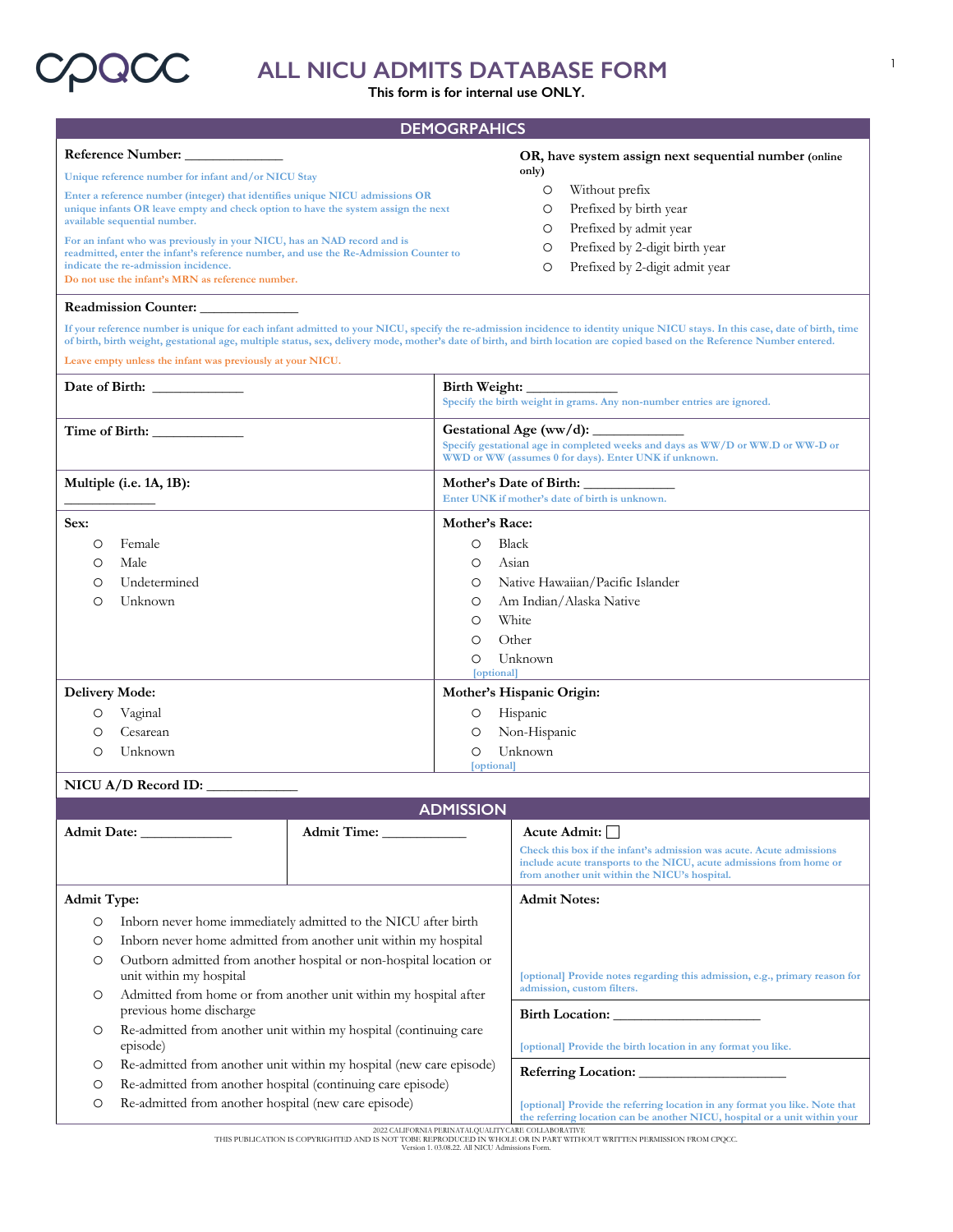# ALL NICU ADMITS DATABASE FORM

**This form is for internal use ONLY.**

## DEMOGRPAHICS

**Reference Number:** ______________

Unique reference number for infant and/or NICU Stay

Enter a reference number (integer) that identifies unique NICU admissions OR unique infants OR leave empty and check option to have the system assign the next available sequential number.

For an infant who was previously in your NICU, has an NAD record and is readmitted, enter the infant's reference number, and use the Re-Admission Counter to indicate the re-admission incidence.

Do not use the infant's MRN as reference number.

**OR, have system assign next sequential number** (online only)

- ○ Without prefix
- ○ Prefixed by birth year
- ○ Prefixed by admit year
- ○ Prefixed by 2-digit birth year
- ○ Prefixed by 2-digit admit year

**Readmission Counter:** ______________

If your reference number is unique for each infant admitted to your NICU, specify the re-admission incidence to identity unique NICU stays. In this case, date of birth, time of birth, birth weight, gestational age, multiple status, sex, delivery mode, mother's date of birth, and birth location are copied based on the Reference Number entered.

Leave empty unless the infant was previously at your NICU.

**Date of Birth:** ____________

**Birth Weight:** ____________

Specify the birth weight in grams. Any non-number entries are ignored.

**Time of Birth:** ____________

**Gestational Age (ww/d):** ____________

Specify gestational age in completed weeks and days as WW/D or WW.D or WW-D or WWD or WW (assumes 0 for days). Enter UNK if unknown.

**Multiple (i.e. 1A, 1B):** ____________

**Mother's Date of Birth:** ____________

Enter UNK if mother's date of birth is unknown.

**Sex:**

- ○ Female
- ○ Male
- ○ Undetermined
- ○ Unknown

**Mother's Race:**

- ○ Black
- ○ Asian
- ○ Native Hawaiian/Pacific Islander
- ○ Am Indian/Alaska Native
- ○ White
- ○ Other
- ○ Unknown

[optional]

**Delivery Mode:**

- ○ Vaginal
- ○ Cesarean
- ○ Unknown

**Mother's Hispanic Origin:**

- ○ Hispanic
- ○ Non-Hispanic
- ○ Unknown

[optional]

**NICU A/D Record ID:** ____________

## ADMISSION

**Admit Date:** ____________

**Admit Time:** ____________

**Acute Admit:** ☐

Check this box if the infant's admission was acute. Acute admissions include acute transports to the NICU, acute admissions from home or from another unit within the NICU's hospital.

**Admit Type:**

- ○ Inborn never home immediately admitted to the NICU after birth
- ○ Inborn never home admitted from another unit within my hospital
- ○ Outborn admitted from another hospital or non-hospital location or unit within my hospital
- ○ Admitted from home or from another unit within my hospital after previous home discharge
- ○ Re-admitted from another unit within my hospital (continuing care episode)
- ○ Re-admitted from another unit within my hospital (new care episode)
- ○ Re-admitted from another hospital (continuing care episode)
- ○ Re-admitted from another hospital (new care episode)

**Admit Notes:**

[optional] Provide notes regarding this admission, e.g., primary reason for admission, custom filters.

**Birth Location:** ____________________

[optional] Provide the birth location in any format you like.

**Referring Location:** ____________________

[optional] Provide the referring location in any format you like. Note that the referring location can be another NICU, hospital or a unit within your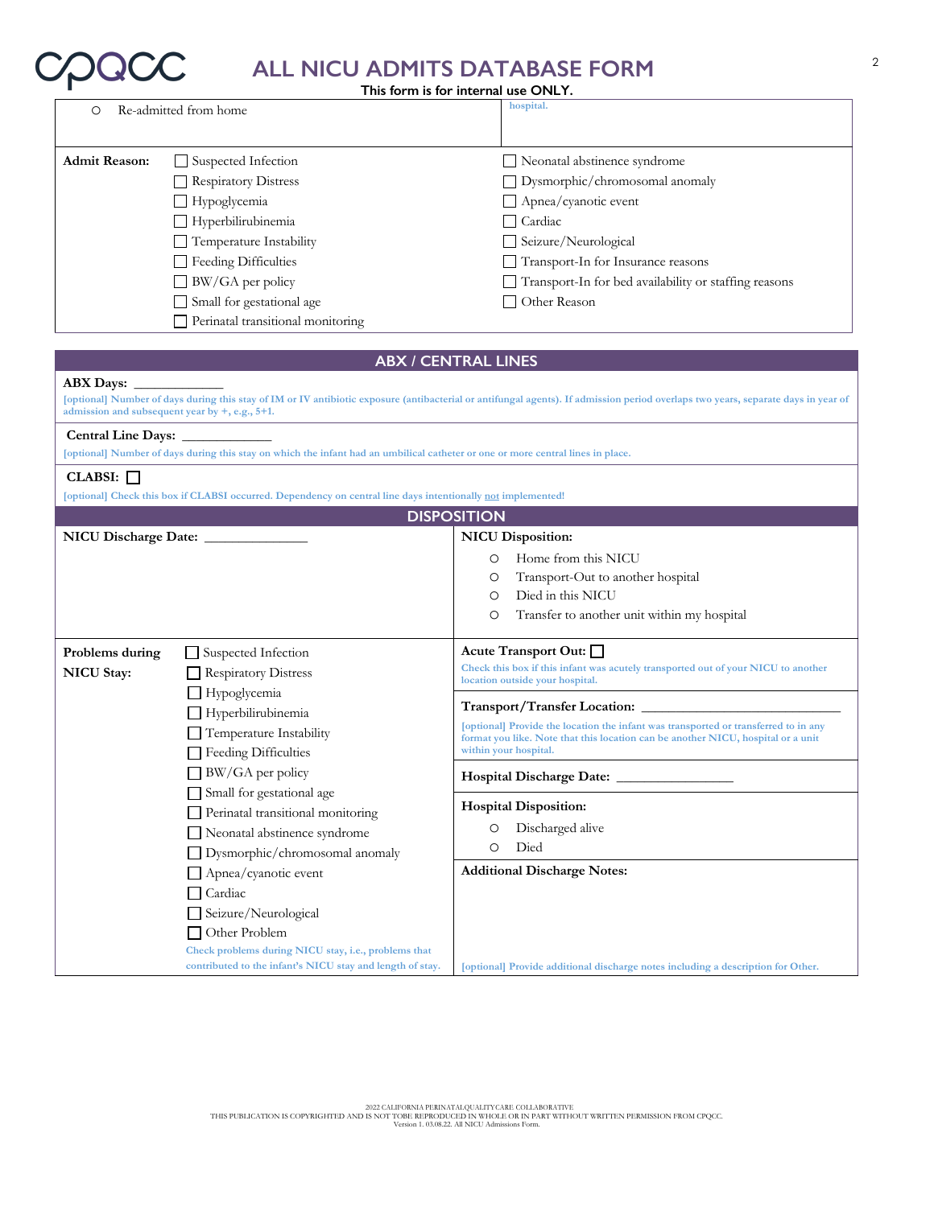# ALL NICU ADMITS DATABASE FORM

**This form is for internal use ONLY.**

○ Re-admitted from home

hospital.

**Admit Reason:**

- ☐ Suspected Infection
- ☐ Respiratory Distress
- ☐ Hypoglycemia
- ☐ Hyperbilirubinemia
- ☐ Temperature Instability
- ☐ Feeding Difficulties
- ☐ BW/GA per policy
- ☐ Small for gestational age
- ☐ Perinatal transitional monitoring
- ☐ Neonatal abstinence syndrome
- ☐ Dysmorphic/chromosomal anomaly
- ☐ Apnea/cyanotic event
- ☐ Cardiac
- ☐ Seizure/Neurological
- ☐ Transport-In for Insurance reasons
- ☐ Transport-In for bed availability or staffing reasons
- ☐ Other Reason

## ABX / CENTRAL LINES

**ABX Days:** ____________

[optional] Number of days during this stay of IM or IV antibiotic exposure (antibacterial or antifungal agents). If admission period overlaps two years, separate days in year of admission and subsequent year by +, e.g., 5+1.

**Central Line Days:** ____________

[optional] Number of days during this stay on which the infant had an umbilical catheter or one or more central lines in place.

**CLABSI:** ☐

[optional] Check this box if CLABSI occurred. Dependency on central line days intentionally not implemented!

## DISPOSITION

**NICU Discharge Date:** ______________

**NICU Disposition:**

- ○ Home from this NICU
- ○ Transport-Out to another hospital
- ○ Died in this NICU
- ○ Transfer to another unit within my hospital

**Problems during NICU Stay:**

- ☐ Suspected Infection
- ☐ Respiratory Distress
- ☐ Hypoglycemia
- ☐ Hyperbilirubinemia
- ☐ Temperature Instability
- ☐ Feeding Difficulties
- ☐ BW/GA per policy
- ☐ Small for gestational age
- ☐ Perinatal transitional monitoring
- ☐ Neonatal abstinence syndrome
- ☐ Dysmorphic/chromosomal anomaly
- ☐ Apnea/cyanotic event
- ☐ Cardiac
- ☐ Seizure/Neurological
- ☐ Other Problem

Check problems during NICU stay, i.e., problems that contributed to the infant's NICU stay and length of stay.

**Acute Transport Out:** ☐

Check this box if this infant was acutely transported out of your NICU to another location outside your hospital.

**Transport/Transfer Location:** ____________________________

[optional] Provide the location the infant was transported or transferred to in any format you like. Note that this location can be another NICU, hospital or a unit within your hospital.

**Hospital Discharge Date:** ________________

**Hospital Disposition:**

- ○ Discharged alive
- ○ Died

**Additional Discharge Notes:**

[optional] Provide additional discharge notes including a description for Other.

2022 CALIFORNIA PERINATAL QUALITY CARE COLLABORATIVE
THIS PUBLICATION IS COPYRIGHTED AND IS NOT TO BE REPRODUCED IN WHOLE OR IN PART WITHOUT WRITTEN PERMISSION FROM CPQCC.
Version 1. 03.08.22. All NICU Admissions Form.